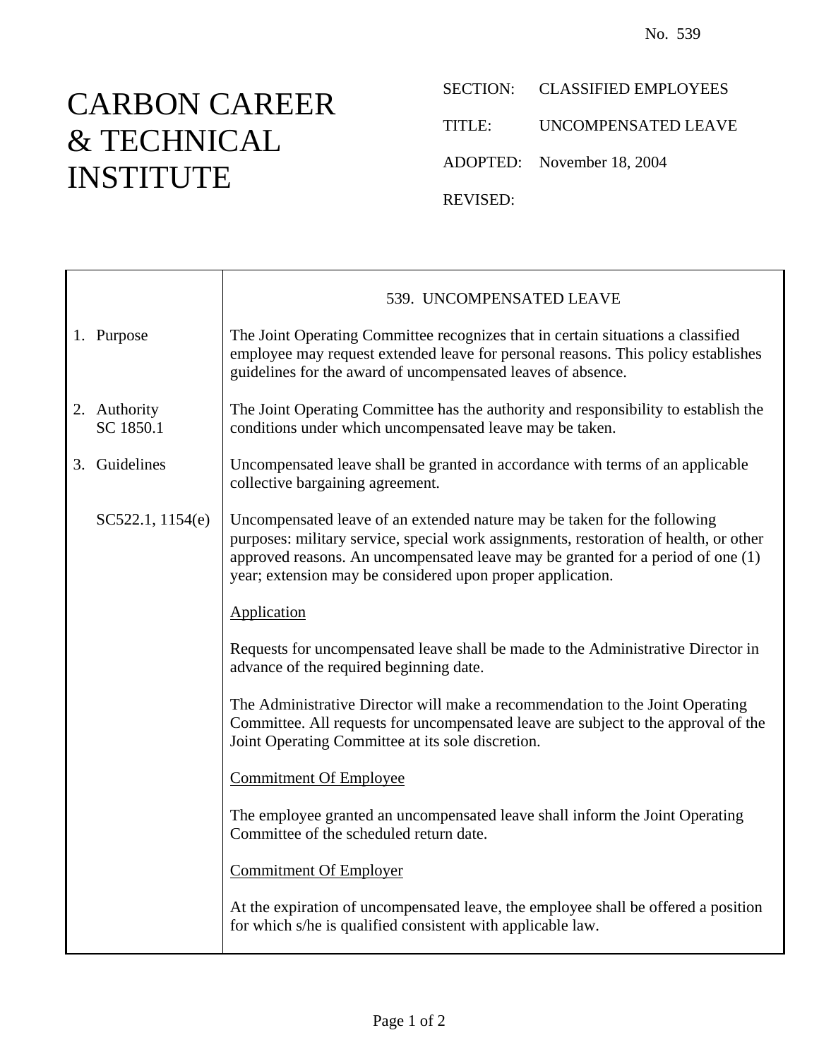No. 539

# CARBON CAREER & TECHNICAL INSTITUTE

SECTION: CLASSIFIED EMPLOYEES

TITLE: UNCOMPENSATED LEAVE

ADOPTED: November 18, 2004

REVISED:

## 539. UNCOMPENSATED LEAVE

**1. Purpose**

The Joint Operating Committee recognizes that in certain situations a classified employee may request extended leave for personal reasons. This policy establishes guidelines for the award of uncompensated leaves of absence.

**2. Authority**
SC 1850.1

The Joint Operating Committee has the authority and responsibility to establish the conditions under which uncompensated leave may be taken.

**3. Guidelines**

Uncompensated leave shall be granted in accordance with terms of an applicable collective bargaining agreement.

SC522.1, 1154(e)

Uncompensated leave of an extended nature may be taken for the following purposes: military service, special work assignments, restoration of health, or other approved reasons. An uncompensated leave may be granted for a period of one (1) year; extension may be considered upon proper application.

Application

Requests for uncompensated leave shall be made to the Administrative Director in advance of the required beginning date.

The Administrative Director will make a recommendation to the Joint Operating Committee. All requests for uncompensated leave are subject to the approval of the Joint Operating Committee at its sole discretion.

Commitment Of Employee

The employee granted an uncompensated leave shall inform the Joint Operating Committee of the scheduled return date.

Commitment Of Employer

At the expiration of uncompensated leave, the employee shall be offered a position for which s/he is qualified consistent with applicable law.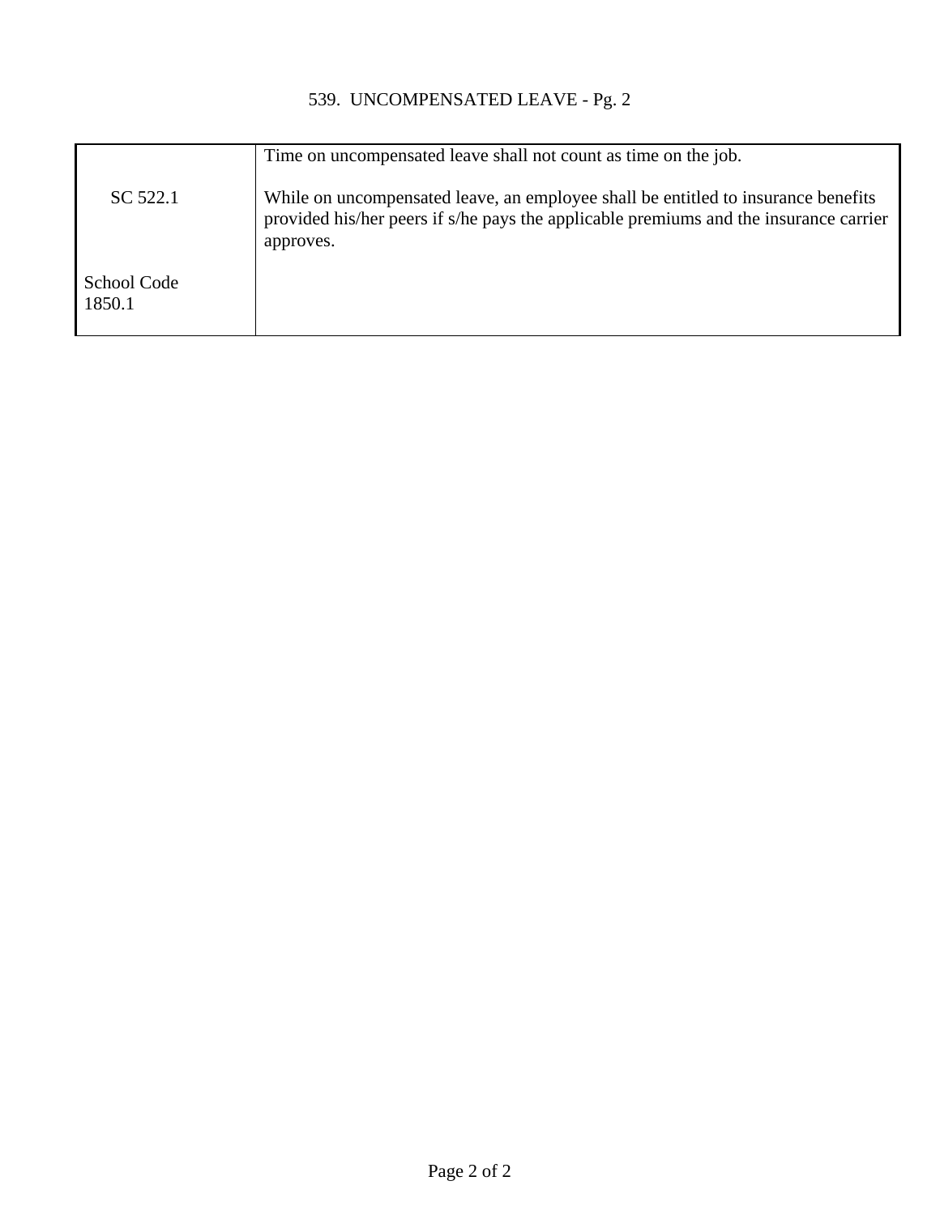| | |
|---|---|
| | Time on uncompensated leave shall not count as time on the job. |
| SC 522.1 | While on uncompensated leave, an employee shall be entitled to insurance benefits provided his/her peers if s/he pays the applicable premiums and the insurance carrier approves. |
| School Code 1850.1 | |